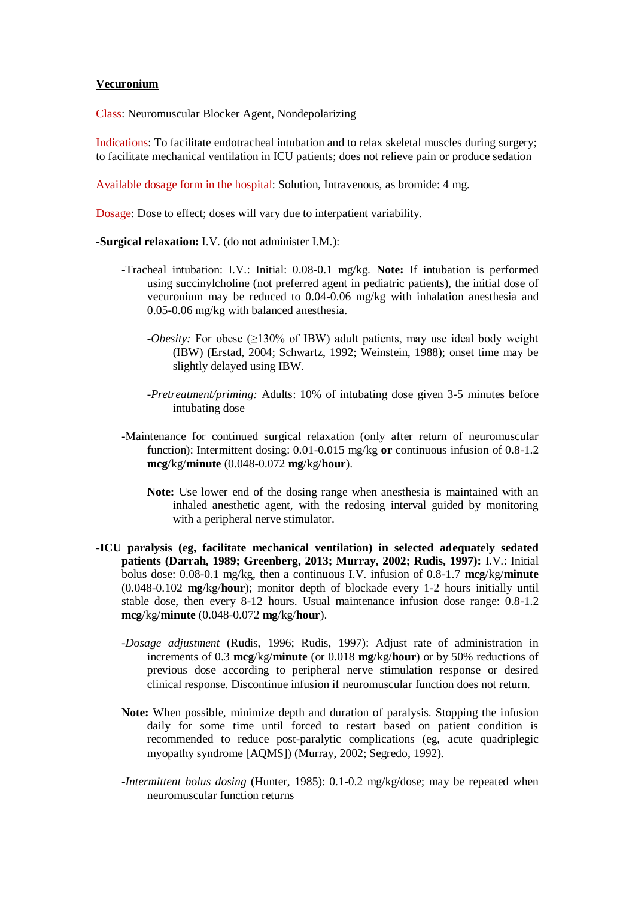**Vecuronium**

Class: Neuromuscular Blocker Agent, Nondepolarizing

Indications: To facilitate endotracheal intubation and to relax skeletal muscles during surgery; to facilitate mechanical ventilation in ICU patients; does not relieve pain or produce sedation

Available dosage form in the hospital: Solution, Intravenous, as bromide: 4 mg.

Dosage: Dose to effect; doses will vary due to interpatient variability.

**-Surgical relaxation:** I.V. (do not administer I.M.):

- Tracheal intubation: I.V.: Initial: 0.08-0.1 mg/kg. **Note:** If intubation is performed using succinylcholine (not preferred agent in pediatric patients), the initial dose of vecuronium may be reduced to 0.04-0.06 mg/kg with inhalation anesthesia and 0.05-0.06 mg/kg with balanced anesthesia.

  - *Obesity:* For obese (≥130% of IBW) adult patients, may use ideal body weight (IBW) (Erstad, 2004; Schwartz, 1992; Weinstein, 1988); onset time may be slightly delayed using IBW.

  - *Pretreatment/priming:* Adults: 10% of intubating dose given 3-5 minutes before intubating dose

- Maintenance for continued surgical relaxation (only after return of neuromuscular function): Intermittent dosing: 0.01-0.015 mg/kg **or** continuous infusion of 0.8-1.2 **mcg**/kg/**minute** (0.048-0.072 **mg**/kg/**hour**).

  **Note:** Use lower end of the dosing range when anesthesia is maintained with an inhaled anesthetic agent, with the redosing interval guided by monitoring with a peripheral nerve stimulator.

**-ICU paralysis (eg, facilitate mechanical ventilation) in selected adequately sedated patients (Darrah, 1989; Greenberg, 2013; Murray, 2002; Rudis, 1997):** I.V.: Initial bolus dose: 0.08-0.1 mg/kg, then a continuous I.V. infusion of 0.8-1.7 **mcg**/kg/**minute** (0.048-0.102 **mg**/kg/**hour**); monitor depth of blockade every 1-2 hours initially until stable dose, then every 8-12 hours. Usual maintenance infusion dose range: 0.8-1.2 **mcg**/kg/**minute** (0.048-0.072 **mg**/kg/**hour**).

- *Dosage adjustment* (Rudis, 1996; Rudis, 1997): Adjust rate of administration in increments of 0.3 **mcg**/kg/**minute** (or 0.018 **mg**/kg/**hour**) or by 50% reductions of previous dose according to peripheral nerve stimulation response or desired clinical response. Discontinue infusion if neuromuscular function does not return.

**Note:** When possible, minimize depth and duration of paralysis. Stopping the infusion daily for some time until forced to restart based on patient condition is recommended to reduce post-paralytic complications (eg, acute quadriplegic myopathy syndrome [AQMS]) (Murray, 2002; Segredo, 1992).

- *Intermittent bolus dosing* (Hunter, 1985): 0.1-0.2 mg/kg/dose; may be repeated when neuromuscular function returns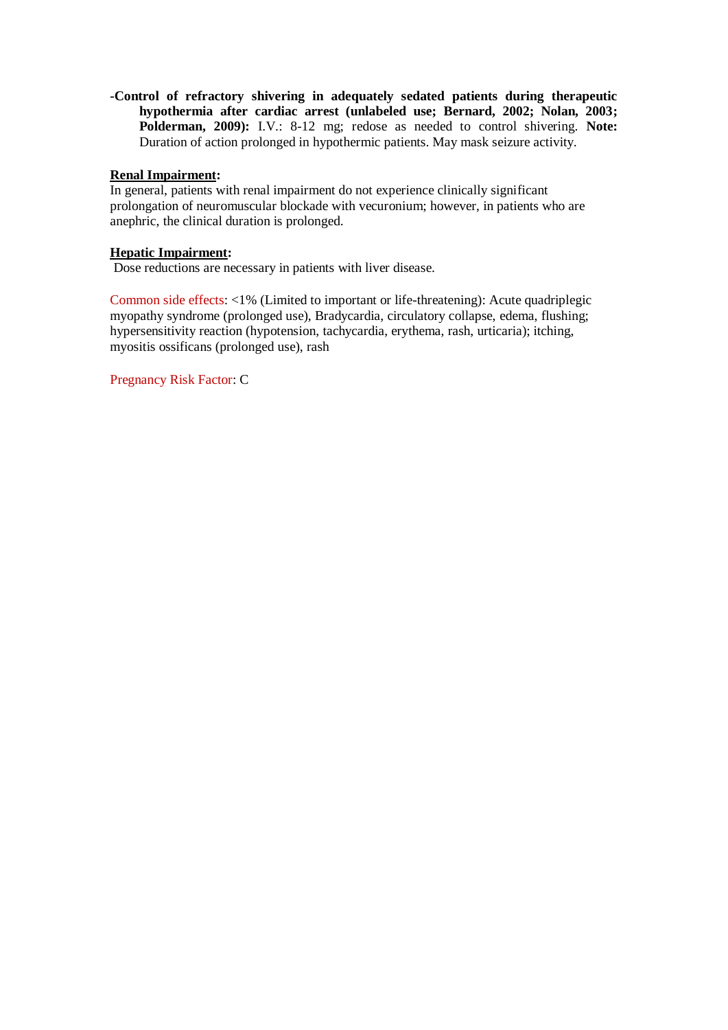**-Control of refractory shivering in adequately sedated patients during therapeutic hypothermia after cardiac arrest (unlabeled use; Bernard, 2002; Nolan, 2003; Polderman, 2009):** I.V.: 8-12 mg; redose as needed to control shivering. **Note:** Duration of action prolonged in hypothermic patients. May mask seizure activity.

**Renal Impairment:**

In general, patients with renal impairment do not experience clinically significant prolongation of neuromuscular blockade with vecuronium; however, in patients who are anephric, the clinical duration is prolonged.

**Hepatic Impairment:**

Dose reductions are necessary in patients with liver disease.

Common side effects: <1% (Limited to important or life-threatening): Acute quadriplegic myopathy syndrome (prolonged use), Bradycardia, circulatory collapse, edema, flushing; hypersensitivity reaction (hypotension, tachycardia, erythema, rash, urticaria); itching, myositis ossificans (prolonged use), rash

Pregnancy Risk Factor: C